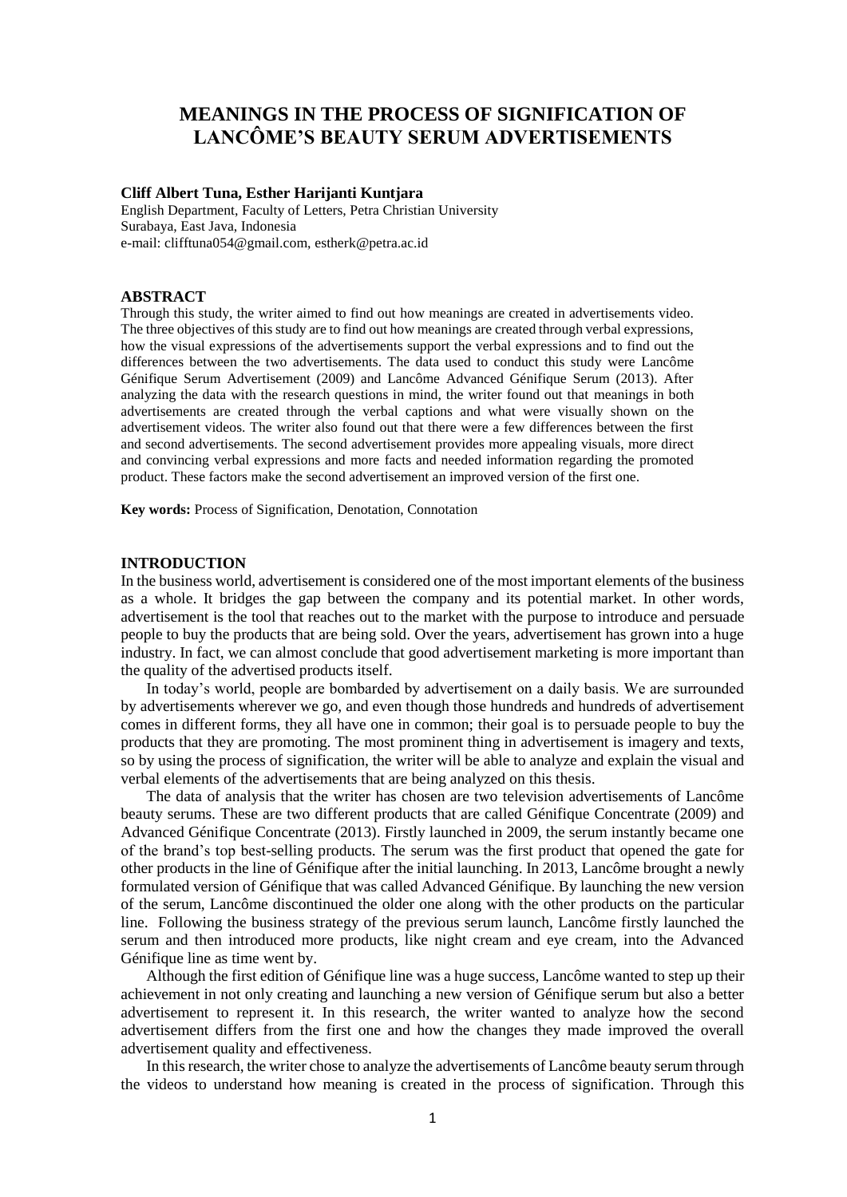# MEANINGS IN THE PROCESS OF SIGNIFICATION OF LANCÔME'S BEAUTY SERUM ADVERTISEMENTS

**Cliff Albert Tuna, Esther Harijanti Kuntjara**

English Department, Faculty of Letters, Petra Christian University
Surabaya, East Java, Indonesia
e-mail: clifftuna054@gmail.com, estherk@petra.ac.id

## ABSTRACT

Through this study, the writer aimed to find out how meanings are created in advertisements video. The three objectives of this study are to find out how meanings are created through verbal expressions, how the visual expressions of the advertisements support the verbal expressions and to find out the differences between the two advertisements. The data used to conduct this study were Lancôme Génifique Serum Advertisement (2009) and Lancôme Advanced Génifique Serum (2013). After analyzing the data with the research questions in mind, the writer found out that meanings in both advertisements are created through the verbal captions and what were visually shown on the advertisement videos. The writer also found out that there were a few differences between the first and second advertisements. The second advertisement provides more appealing visuals, more direct and convincing verbal expressions and more facts and needed information regarding the promoted product. These factors make the second advertisement an improved version of the first one.

**Key words:** Process of Signification, Denotation, Connotation

## INTRODUCTION

In the business world, advertisement is considered one of the most important elements of the business as a whole. It bridges the gap between the company and its potential market. In other words, advertisement is the tool that reaches out to the market with the purpose to introduce and persuade people to buy the products that are being sold. Over the years, advertisement has grown into a huge industry. In fact, we can almost conclude that good advertisement marketing is more important than the quality of the advertised products itself.

In today's world, people are bombarded by advertisement on a daily basis. We are surrounded by advertisements wherever we go, and even though those hundreds and hundreds of advertisement comes in different forms, they all have one in common; their goal is to persuade people to buy the products that they are promoting. The most prominent thing in advertisement is imagery and texts, so by using the process of signification, the writer will be able to analyze and explain the visual and verbal elements of the advertisements that are being analyzed on this thesis.

The data of analysis that the writer has chosen are two television advertisements of Lancôme beauty serums. These are two different products that are called Génifique Concentrate (2009) and Advanced Génifique Concentrate (2013). Firstly launched in 2009, the serum instantly became one of the brand's top best-selling products. The serum was the first product that opened the gate for other products in the line of Génifique after the initial launching. In 2013, Lancôme brought a newly formulated version of Génifique that was called Advanced Génifique. By launching the new version of the serum, Lancôme discontinued the older one along with the other products on the particular line. Following the business strategy of the previous serum launch, Lancôme firstly launched the serum and then introduced more products, like night cream and eye cream, into the Advanced Génifique line as time went by.

Although the first edition of Génifique line was a huge success, Lancôme wanted to step up their achievement in not only creating and launching a new version of Génifique serum but also a better advertisement to represent it. In this research, the writer wanted to analyze how the second advertisement differs from the first one and how the changes they made improved the overall advertisement quality and effectiveness.

In this research, the writer chose to analyze the advertisements of Lancôme beauty serum through the videos to understand how meaning is created in the process of signification. Through this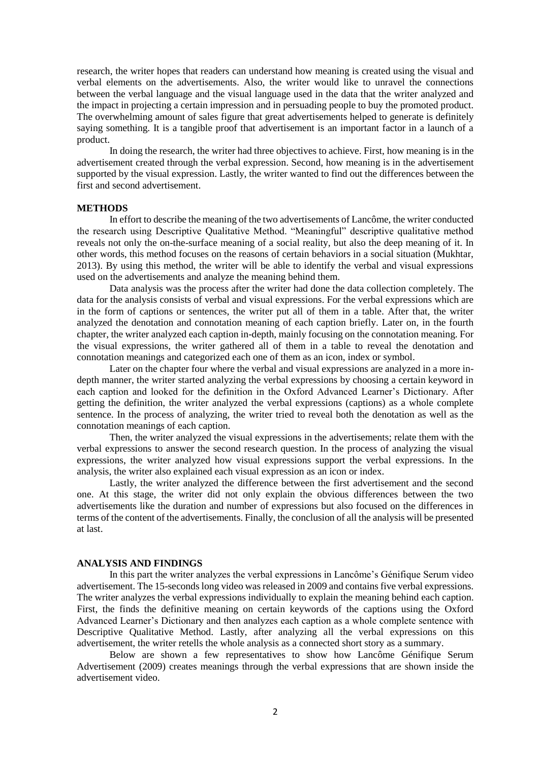research, the writer hopes that readers can understand how meaning is created using the visual and verbal elements on the advertisements. Also, the writer would like to unravel the connections between the verbal language and the visual language used in the data that the writer analyzed and the impact in projecting a certain impression and in persuading people to buy the promoted product. The overwhelming amount of sales figure that great advertisements helped to generate is definitely saying something. It is a tangible proof that advertisement is an important factor in a launch of a product.

In doing the research, the writer had three objectives to achieve. First, how meaning is in the advertisement created through the verbal expression. Second, how meaning is in the advertisement supported by the visual expression. Lastly, the writer wanted to find out the differences between the first and second advertisement.

## METHODS

In effort to describe the meaning of the two advertisements of Lancôme, the writer conducted the research using Descriptive Qualitative Method. "Meaningful" descriptive qualitative method reveals not only the on-the-surface meaning of a social reality, but also the deep meaning of it. In other words, this method focuses on the reasons of certain behaviors in a social situation (Mukhtar, 2013). By using this method, the writer will be able to identify the verbal and visual expressions used on the advertisements and analyze the meaning behind them.

Data analysis was the process after the writer had done the data collection completely. The data for the analysis consists of verbal and visual expressions. For the verbal expressions which are in the form of captions or sentences, the writer put all of them in a table. After that, the writer analyzed the denotation and connotation meaning of each caption briefly. Later on, in the fourth chapter, the writer analyzed each caption in-depth, mainly focusing on the connotation meaning. For the visual expressions, the writer gathered all of them in a table to reveal the denotation and connotation meanings and categorized each one of them as an icon, index or symbol.

Later on the chapter four where the verbal and visual expressions are analyzed in a more in-depth manner, the writer started analyzing the verbal expressions by choosing a certain keyword in each caption and looked for the definition in the Oxford Advanced Learner's Dictionary. After getting the definition, the writer analyzed the verbal expressions (captions) as a whole complete sentence. In the process of analyzing, the writer tried to reveal both the denotation as well as the connotation meanings of each caption.

Then, the writer analyzed the visual expressions in the advertisements; relate them with the verbal expressions to answer the second research question. In the process of analyzing the visual expressions, the writer analyzed how visual expressions support the verbal expressions. In the analysis, the writer also explained each visual expression as an icon or index.

Lastly, the writer analyzed the difference between the first advertisement and the second one. At this stage, the writer did not only explain the obvious differences between the two advertisements like the duration and number of expressions but also focused on the differences in terms of the content of the advertisements. Finally, the conclusion of all the analysis will be presented at last.

## ANALYSIS AND FINDINGS

In this part the writer analyzes the verbal expressions in Lancôme's Génifique Serum video advertisement. The 15-seconds long video was released in 2009 and contains five verbal expressions. The writer analyzes the verbal expressions individually to explain the meaning behind each caption. First, the finds the definitive meaning on certain keywords of the captions using the Oxford Advanced Learner's Dictionary and then analyzes each caption as a whole complete sentence with Descriptive Qualitative Method. Lastly, after analyzing all the verbal expressions on this advertisement, the writer retells the whole analysis as a connected short story as a summary.

Below are shown a few representatives to show how Lancôme Génifique Serum Advertisement (2009) creates meanings through the verbal expressions that are shown inside the advertisement video.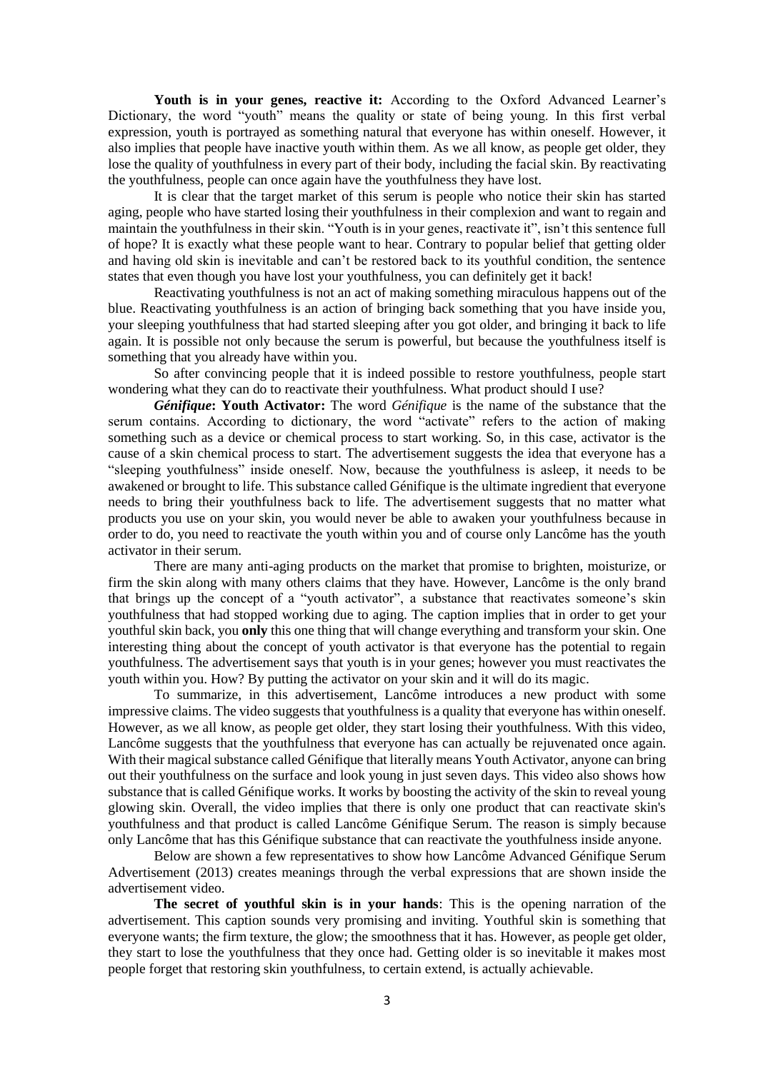**Youth is in your genes, reactive it:** According to the Oxford Advanced Learner's Dictionary, the word "youth" means the quality or state of being young. In this first verbal expression, youth is portrayed as something natural that everyone has within oneself. However, it also implies that people have inactive youth within them. As we all know, as people get older, they lose the quality of youthfulness in every part of their body, including the facial skin. By reactivating the youthfulness, people can once again have the youthfulness they have lost.

It is clear that the target market of this serum is people who notice their skin has started aging, people who have started losing their youthfulness in their complexion and want to regain and maintain the youthfulness in their skin. "Youth is in your genes, reactivate it", isn't this sentence full of hope? It is exactly what these people want to hear. Contrary to popular belief that getting older and having old skin is inevitable and can't be restored back to its youthful condition, the sentence states that even though you have lost your youthfulness, you can definitely get it back!

Reactivating youthfulness is not an act of making something miraculous happens out of the blue. Reactivating youthfulness is an action of bringing back something that you have inside you, your sleeping youthfulness that had started sleeping after you got older, and bringing it back to life again. It is possible not only because the serum is powerful, but because the youthfulness itself is something that you already have within you.

So after convincing people that it is indeed possible to restore youthfulness, people start wondering what they can do to reactivate their youthfulness. What product should I use?

***Génifique*: Youth Activator:** The word *Génifique* is the name of the substance that the serum contains. According to dictionary, the word "activate" refers to the action of making something such as a device or chemical process to start working. So, in this case, activator is the cause of a skin chemical process to start. The advertisement suggests the idea that everyone has a "sleeping youthfulness" inside oneself. Now, because the youthfulness is asleep, it needs to be awakened or brought to life. This substance called Génifique is the ultimate ingredient that everyone needs to bring their youthfulness back to life. The advertisement suggests that no matter what products you use on your skin, you would never be able to awaken your youthfulness because in order to do, you need to reactivate the youth within you and of course only Lancôme has the youth activator in their serum.

There are many anti-aging products on the market that promise to brighten, moisturize, or firm the skin along with many others claims that they have. However, Lancôme is the only brand that brings up the concept of a "youth activator", a substance that reactivates someone's skin youthfulness that had stopped working due to aging. The caption implies that in order to get your youthful skin back, you **only** this one thing that will change everything and transform your skin. One interesting thing about the concept of youth activator is that everyone has the potential to regain youthfulness. The advertisement says that youth is in your genes; however you must reactivates the youth within you. How? By putting the activator on your skin and it will do its magic.

To summarize, in this advertisement, Lancôme introduces a new product with some impressive claims. The video suggests that youthfulness is a quality that everyone has within oneself. However, as we all know, as people get older, they start losing their youthfulness. With this video, Lancôme suggests that the youthfulness that everyone has can actually be rejuvenated once again. With their magical substance called Génifique that literally means Youth Activator, anyone can bring out their youthfulness on the surface and look young in just seven days. This video also shows how substance that is called Génifique works. It works by boosting the activity of the skin to reveal young glowing skin. Overall, the video implies that there is only one product that can reactivate skin's youthfulness and that product is called Lancôme Génifique Serum. The reason is simply because only Lancôme that has this Génifique substance that can reactivate the youthfulness inside anyone.

Below are shown a few representatives to show how Lancôme Advanced Génifique Serum Advertisement (2013) creates meanings through the verbal expressions that are shown inside the advertisement video.

**The secret of youthful skin is in your hands**: This is the opening narration of the advertisement. This caption sounds very promising and inviting. Youthful skin is something that everyone wants; the firm texture, the glow; the smoothness that it has. However, as people get older, they start to lose the youthfulness that they once had. Getting older is so inevitable it makes most people forget that restoring skin youthfulness, to certain extend, is actually achievable.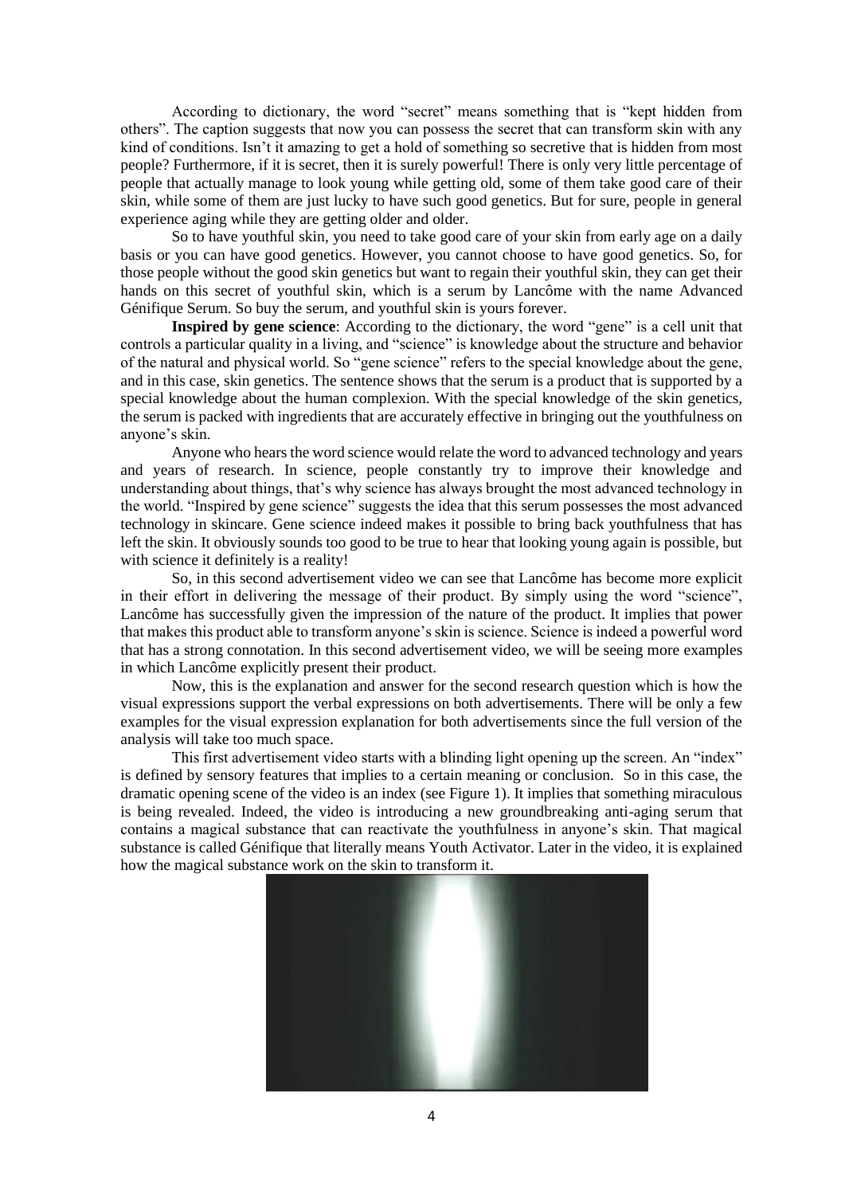According to dictionary, the word "secret" means something that is "kept hidden from others". The caption suggests that now you can possess the secret that can transform skin with any kind of conditions. Isn't it amazing to get a hold of something so secretive that is hidden from most people? Furthermore, if it is secret, then it is surely powerful! There is only very little percentage of people that actually manage to look young while getting old, some of them take good care of their skin, while some of them are just lucky to have such good genetics. But for sure, people in general experience aging while they are getting older and older.

So to have youthful skin, you need to take good care of your skin from early age on a daily basis or you can have good genetics. However, you cannot choose to have good genetics. So, for those people without the good skin genetics but want to regain their youthful skin, they can get their hands on this secret of youthful skin, which is a serum by Lancôme with the name Advanced Génifique Serum. So buy the serum, and youthful skin is yours forever.

**Inspired by gene science**: According to the dictionary, the word "gene" is a cell unit that controls a particular quality in a living, and "science" is knowledge about the structure and behavior of the natural and physical world. So "gene science" refers to the special knowledge about the gene, and in this case, skin genetics. The sentence shows that the serum is a product that is supported by a special knowledge about the human complexion. With the special knowledge of the skin genetics, the serum is packed with ingredients that are accurately effective in bringing out the youthfulness on anyone's skin.

Anyone who hears the word science would relate the word to advanced technology and years and years of research. In science, people constantly try to improve their knowledge and understanding about things, that's why science has always brought the most advanced technology in the world. "Inspired by gene science" suggests the idea that this serum possesses the most advanced technology in skincare. Gene science indeed makes it possible to bring back youthfulness that has left the skin. It obviously sounds too good to be true to hear that looking young again is possible, but with science it definitely is a reality!

So, in this second advertisement video we can see that Lancôme has become more explicit in their effort in delivering the message of their product. By simply using the word "science", Lancôme has successfully given the impression of the nature of the product. It implies that power that makes this product able to transform anyone's skin is science. Science is indeed a powerful word that has a strong connotation. In this second advertisement video, we will be seeing more examples in which Lancôme explicitly present their product.

Now, this is the explanation and answer for the second research question which is how the visual expressions support the verbal expressions on both advertisements. There will be only a few examples for the visual expression explanation for both advertisements since the full version of the analysis will take too much space.

This first advertisement video starts with a blinding light opening up the screen. An "index" is defined by sensory features that implies to a certain meaning or conclusion. So in this case, the dramatic opening scene of the video is an index (see Figure 1). It implies that something miraculous is being revealed. Indeed, the video is introducing a new groundbreaking anti-aging serum that contains a magical substance that can reactivate the youthfulness in anyone's skin. That magical substance is called Génifique that literally means Youth Activator. Later in the video, it is explained how the magical substance work on the skin to transform it.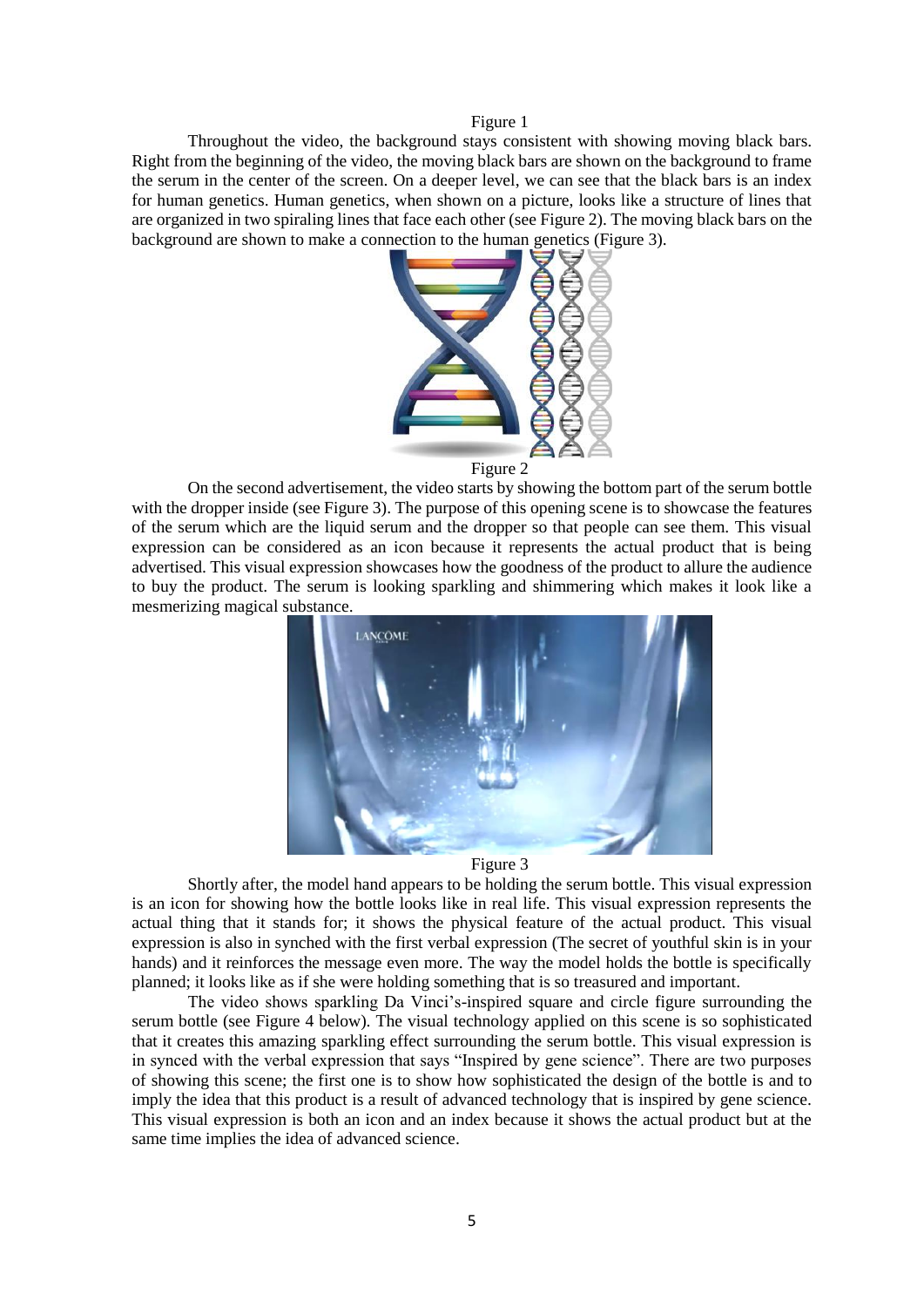Figure 1

Throughout the video, the background stays consistent with showing moving black bars. Right from the beginning of the video, the moving black bars are shown on the background to frame the serum in the center of the screen. On a deeper level, we can see that the black bars is an index for human genetics. Human genetics, when shown on a picture, looks like a structure of lines that are organized in two spiraling lines that face each other (see Figure 2). The moving black bars on the background are shown to make a connection to the human genetics (Figure 3).

Figure 2

On the second advertisement, the video starts by showing the bottom part of the serum bottle with the dropper inside (see Figure 3). The purpose of this opening scene is to showcase the features of the serum which are the liquid serum and the dropper so that people can see them. This visual expression can be considered as an icon because it represents the actual product that is being advertised. This visual expression showcases how the goodness of the product to allure the audience to buy the product. The serum is looking sparkling and shimmering which makes it look like a mesmerizing magical substance.

Figure 3

Shortly after, the model hand appears to be holding the serum bottle. This visual expression is an icon for showing how the bottle looks like in real life. This visual expression represents the actual thing that it stands for; it shows the physical feature of the actual product. This visual expression is also in synched with the first verbal expression (The secret of youthful skin is in your hands) and it reinforces the message even more. The way the model holds the bottle is specifically planned; it looks like as if she were holding something that is so treasured and important.

The video shows sparkling Da Vinci's-inspired square and circle figure surrounding the serum bottle (see Figure 4 below). The visual technology applied on this scene is so sophisticated that it creates this amazing sparkling effect surrounding the serum bottle. This visual expression is in synced with the verbal expression that says "Inspired by gene science". There are two purposes of showing this scene; the first one is to show how sophisticated the design of the bottle is and to imply the idea that this product is a result of advanced technology that is inspired by gene science. This visual expression is both an icon and an index because it shows the actual product but at the same time implies the idea of advanced science.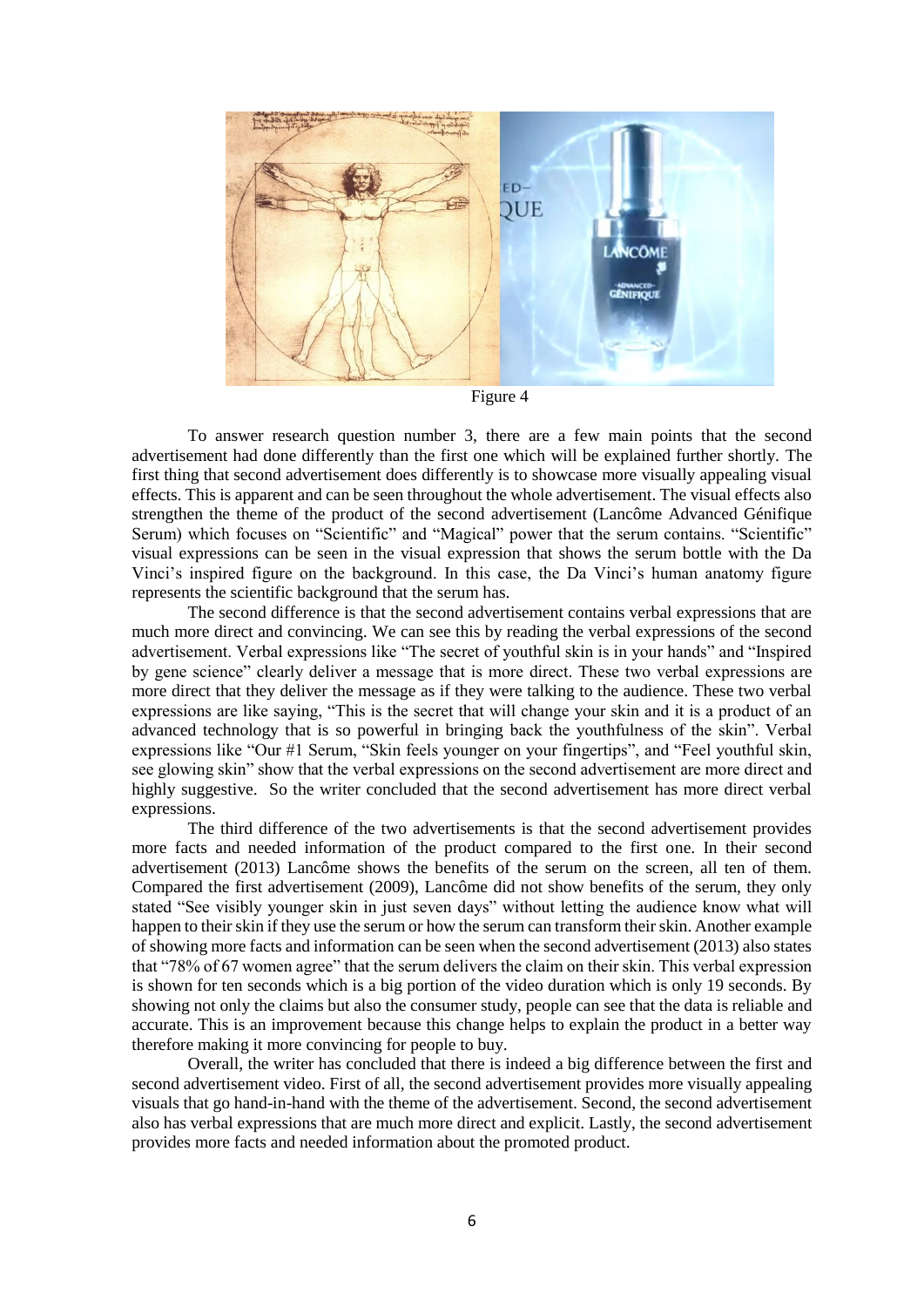Figure 4

To answer research question number 3, there are a few main points that the second advertisement had done differently than the first one which will be explained further shortly. The first thing that second advertisement does differently is to showcase more visually appealing visual effects. This is apparent and can be seen throughout the whole advertisement. The visual effects also strengthen the theme of the product of the second advertisement (Lancôme Advanced Génifique Serum) which focuses on "Scientific" and "Magical" power that the serum contains. "Scientific" visual expressions can be seen in the visual expression that shows the serum bottle with the Da Vinci's inspired figure on the background. In this case, the Da Vinci's human anatomy figure represents the scientific background that the serum has.

The second difference is that the second advertisement contains verbal expressions that are much more direct and convincing. We can see this by reading the verbal expressions of the second advertisement. Verbal expressions like "The secret of youthful skin is in your hands" and "Inspired by gene science" clearly deliver a message that is more direct. These two verbal expressions are more direct that they deliver the message as if they were talking to the audience. These two verbal expressions are like saying, "This is the secret that will change your skin and it is a product of an advanced technology that is so powerful in bringing back the youthfulness of the skin". Verbal expressions like "Our #1 Serum, "Skin feels younger on your fingertips", and "Feel youthful skin, see glowing skin" show that the verbal expressions on the second advertisement are more direct and highly suggestive. So the writer concluded that the second advertisement has more direct verbal expressions.

The third difference of the two advertisements is that the second advertisement provides more facts and needed information of the product compared to the first one. In their second advertisement (2013) Lancôme shows the benefits of the serum on the screen, all ten of them. Compared the first advertisement (2009), Lancôme did not show benefits of the serum, they only stated "See visibly younger skin in just seven days" without letting the audience know what will happen to their skin if they use the serum or how the serum can transform their skin. Another example of showing more facts and information can be seen when the second advertisement (2013) also states that "78% of 67 women agree" that the serum delivers the claim on their skin. This verbal expression is shown for ten seconds which is a big portion of the video duration which is only 19 seconds. By showing not only the claims but also the consumer study, people can see that the data is reliable and accurate. This is an improvement because this change helps to explain the product in a better way therefore making it more convincing for people to buy.

Overall, the writer has concluded that there is indeed a big difference between the first and second advertisement video. First of all, the second advertisement provides more visually appealing visuals that go hand-in-hand with the theme of the advertisement. Second, the second advertisement also has verbal expressions that are much more direct and explicit. Lastly, the second advertisement provides more facts and needed information about the promoted product.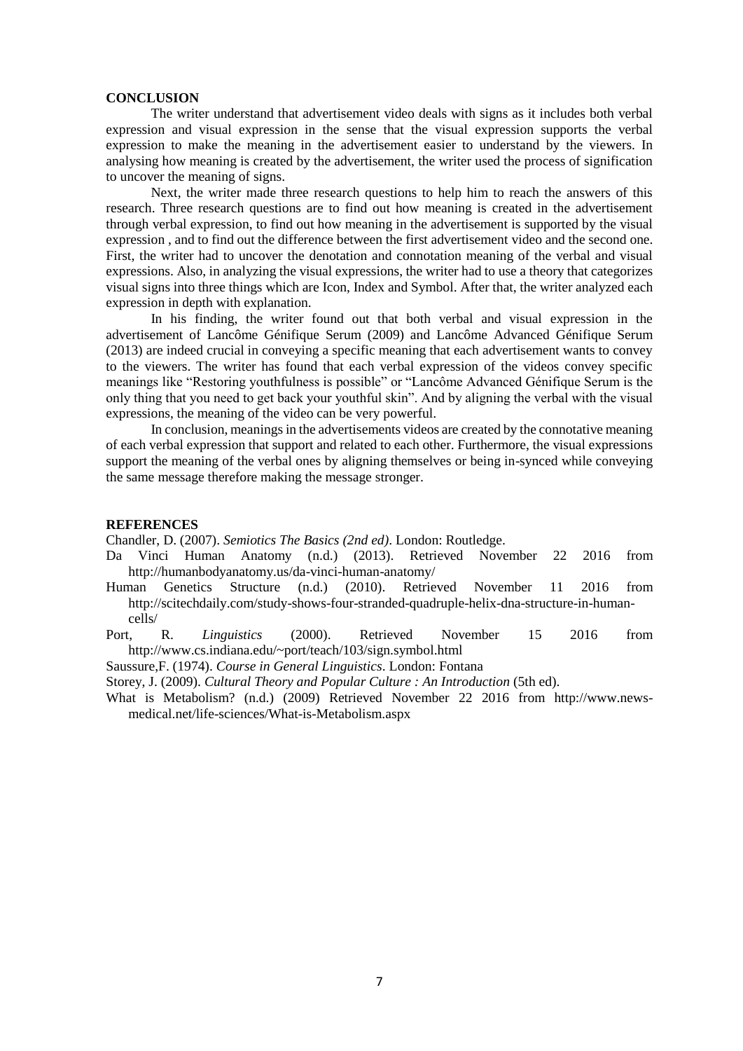## CONCLUSION

The writer understand that advertisement video deals with signs as it includes both verbal expression and visual expression in the sense that the visual expression supports the verbal expression to make the meaning in the advertisement easier to understand by the viewers. In analysing how meaning is created by the advertisement, the writer used the process of signification to uncover the meaning of signs.

Next, the writer made three research questions to help him to reach the answers of this research. Three research questions are to find out how meaning is created in the advertisement through verbal expression, to find out how meaning in the advertisement is supported by the visual expression , and to find out the difference between the first advertisement video and the second one. First, the writer had to uncover the denotation and connotation meaning of the verbal and visual expressions. Also, in analyzing the visual expressions, the writer had to use a theory that categorizes visual signs into three things which are Icon, Index and Symbol. After that, the writer analyzed each expression in depth with explanation.

In his finding, the writer found out that both verbal and visual expression in the advertisement of Lancôme Génifique Serum (2009) and Lancôme Advanced Génifique Serum (2013) are indeed crucial in conveying a specific meaning that each advertisement wants to convey to the viewers. The writer has found that each verbal expression of the videos convey specific meanings like "Restoring youthfulness is possible" or "Lancôme Advanced Génifique Serum is the only thing that you need to get back your youthful skin". And by aligning the verbal with the visual expressions, the meaning of the video can be very powerful.

In conclusion, meanings in the advertisements videos are created by the connotative meaning of each verbal expression that support and related to each other. Furthermore, the visual expressions support the meaning of the verbal ones by aligning themselves or being in-synced while conveying the same message therefore making the message stronger.

## REFERENCES

Chandler, D. (2007). *Semiotics The Basics (2nd ed)*. London: Routledge.

Da Vinci Human Anatomy (n.d.) (2013). Retrieved November 22 2016 from http://humanbodyanatomy.us/da-vinci-human-anatomy/

Human Genetics Structure (n.d.) (2010). Retrieved November 11 2016 from http://scitechdaily.com/study-shows-four-stranded-quadruple-helix-dna-structure-in-human-cells/

Port, R. *Linguistics* (2000). Retrieved November 15 2016 from http://www.cs.indiana.edu/~port/teach/103/sign.symbol.html

Saussure,F. (1974). *Course in General Linguistics*. London: Fontana

Storey, J. (2009). *Cultural Theory and Popular Culture : An Introduction* (5th ed).

What is Metabolism? (n.d.) (2009) Retrieved November 22 2016 from http://www.news-medical.net/life-sciences/What-is-Metabolism.aspx